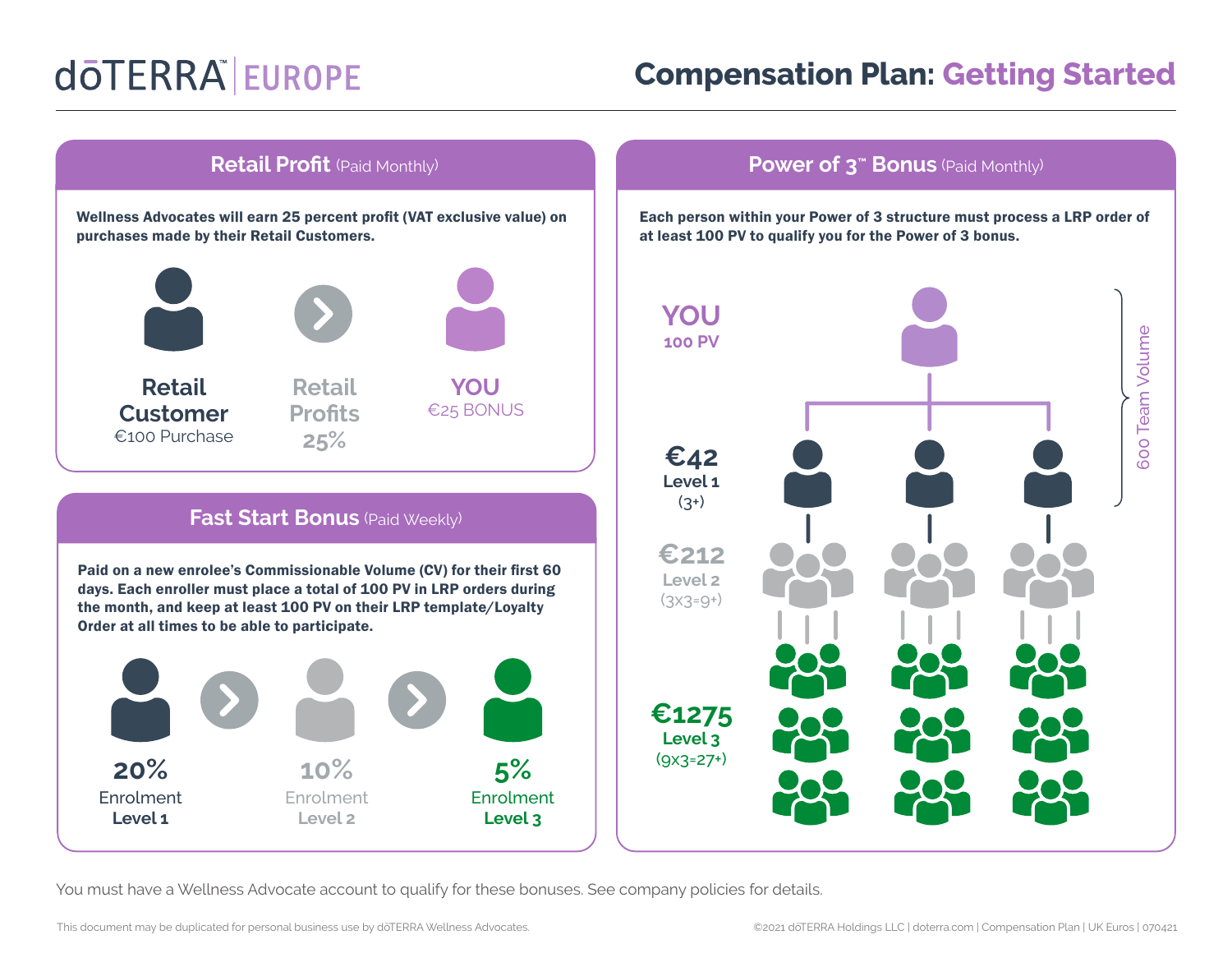# dōTERRA | EUROPE

# Compensation Plan: Getting Started

## Retail Profit (Paid Monthly)

**Wellness Advocates will earn 25 percent profit (VAT exclusive value) on purchases made by their Retail Customers.**

**Retail Customer**
€100 Purchase

Retail Profits
25%

**YOU**
€25 BONUS

## Fast Start Bonus (Paid Weekly)

**Paid on a new enrolee's Commissionable Volume (CV) for their first 60 days. Each enroller must place a total of 100 PV in LRP orders during the month, and keep at least 100 PV on their LRP template/Loyalty Order at all times to be able to participate.**

**20%**
Enrolment
**Level 1**

10%
Enrolment
Level 2

**5%**
Enrolment
**Level 3**

## Power of 3™ Bonus (Paid Monthly)

**Each person within your Power of 3 structure must process a LRP order of at least 100 PV to qualify you for the Power of 3 bonus.**

**YOU**
100 PV

600 Team Volume

**€42**
Level 1
(3+)

**€212**
Level 2
(3x3=9+)

**€1275**
Level 3
(9x3=27+)

You must have a Wellness Advocate account to qualify for these bonuses. See company policies for details.

This document may be duplicated for personal business use by dōTERRA Wellness Advocates.

©2021 dōTERRA Holdings LLC | doterra.com | Compensation Plan | UK Euros | 070421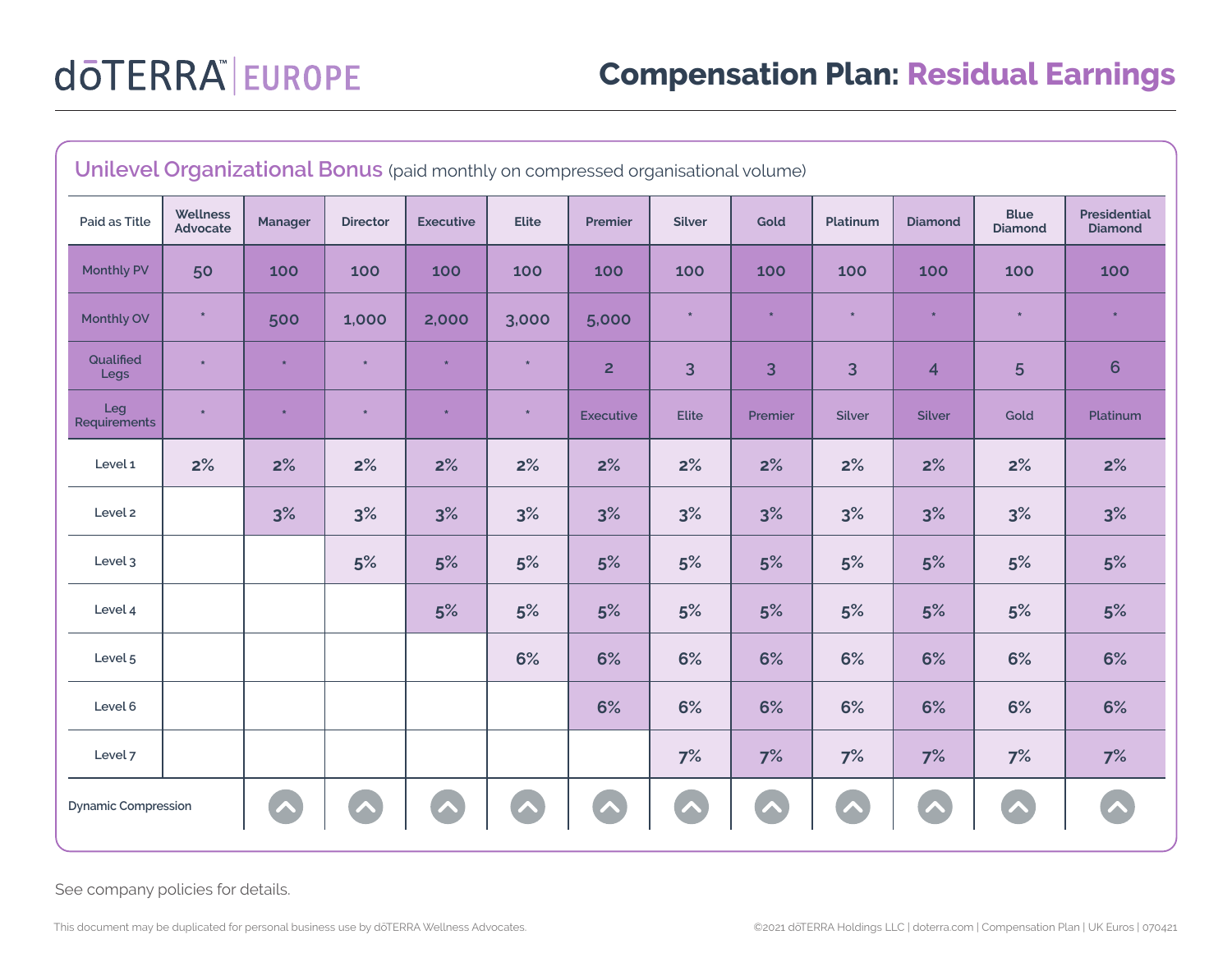# dōTERRA | EUROPE

# Compensation Plan: Residual Earnings

## Unilevel Organizational Bonus (paid monthly on compressed organisational volume)

| Paid as Title | Wellness Advocate | Manager | Director | Executive | Elite | Premier | Silver | Gold | Platinum | Diamond | Blue Diamond | Presidential Diamond |
|---|---|---|---|---|---|---|---|---|---|---|---|---|
| Monthly PV | 50 | 100 | 100 | 100 | 100 | 100 | 100 | 100 | 100 | 100 | 100 | 100 |
| Monthly OV | * | 500 | 1,000 | 2,000 | 3,000 | 5,000 | * | * | * | * | * | * |
| Qualified Legs | * | * | * | * | * | 2 | 3 | 3 | 3 | 4 | 5 | 6 |
| Leg Requirements | * | * | * | * | * | Executive | Elite | Premier | Silver | Silver | Gold | Platinum |
| Level 1 | 2% | 2% | 2% | 2% | 2% | 2% | 2% | 2% | 2% | 2% | 2% | 2% |
| Level 2 | | 3% | 3% | 3% | 3% | 3% | 3% | 3% | 3% | 3% | 3% | 3% |
| Level 3 | | | 5% | 5% | 5% | 5% | 5% | 5% | 5% | 5% | 5% | 5% |
| Level 4 | | | | 5% | 5% | 5% | 5% | 5% | 5% | 5% | 5% | 5% |
| Level 5 | | | | | 6% | 6% | 6% | 6% | 6% | 6% | 6% | 6% |
| Level 6 | | | | | | 6% | 6% | 6% | 6% | 6% | 6% | 6% |
| Level 7 | | | | | | | 7% | 7% | 7% | 7% | 7% | 7% |
| Dynamic Compression | | ^ | ^ | ^ | ^ | ^ | ^ | ^ | ^ | ^ | ^ | ^ |

See company policies for details.

This document may be duplicated for personal business use by dōTERRA Wellness Advocates.

©2021 dōTERRA Holdings LLC | doterra.com | Compensation Plan | UK Euros | 070421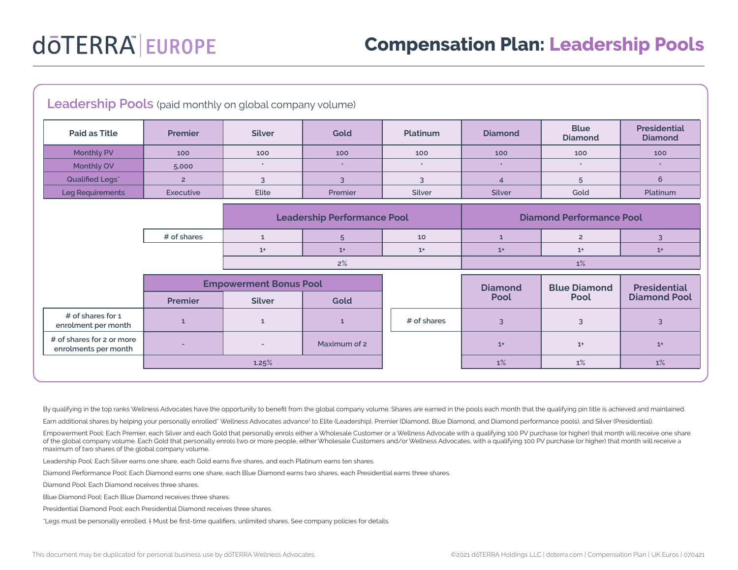# dōTERRA™ EUROPE

# Compensation Plan: Leadership Pools

## Leadership Pools (paid monthly on global company volume)

| Paid as Title | Premier | Silver | Gold | Platinum | Diamond | Blue Diamond | Presidential Diamond |
|---|---|---|---|---|---|---|---|
| Monthly PV | 100 | 100 | 100 | 100 | 100 | 100 | 100 |
| Monthly OV | 5,000 | * | * | * | * | * | * |
| Qualified Legs* | 2 | 3 | 3 | 3 | 4 | 5 | 6 |
| Leg Requirements | Executive | Elite | Premier | Silver | Silver | Gold | Platinum |

| | Leadership Performance Pool | | | Diamond Performance Pool | | |
|---|---|---|---|---|---|---|
| # of shares | 1 | 5 | 10 | 1 | 2 | 3 |
| | 1+ | 1+ | 1+ | 1+ | 1+ | 1+ |
| | 2% | | | 1% | | |

| | Empowerment Bonus Pool | | |
|---|---|---|---|
| | Premier | Silver | Gold |
| # of shares for 1 enrolment per month | 1 | 1 | 1 |
| # of shares for 2 or more enrolments per month | - | - | Maximum of 2 |
| | 1.25% | | |

| | Diamond Pool | Blue Diamond Pool | Presidential Diamond Pool |
|---|---|---|---|
| # of shares | 3 | 3 | 3 |
| | 1+ | 1+ | 1+ |
| | 1% | 1% | 1% |

By qualifying in the top ranks Wellness Advocates have the opportunity to benefit from the global company volume. Shares are earned in the pools each month that the qualifying pin title is achieved and maintained.

Earn additional shares by helping your personally enrolled* Wellness Advocates advance‡ to Elite (Leadership), Premier (Diamond, Blue Diamond, and Diamond performance pools), and Silver (Presidential).

Empowerment Pool: Each Premier, each Silver and each Gold that personally enrols either a Wholesale Customer or a Wellness Advocate with a qualifying 100 PV purchase (or higher) that month will receive one share of the global company volume. Each Gold that personally enrols two or more people, either Wholesale Customers and/or Wellness Advocates, with a qualifying 100 PV purchase (or higher) that month will receive a maximum of two shares of the global company volume.

Leadership Pool: Each Silver earns one share, each Gold earns five shares, and each Platinum earns ten shares.

Diamond Performance Pool: Each Diamond earns one share, each Blue Diamond earns two shares, each Presidential earns three shares.

Diamond Pool: Each Diamond receives three shares.

Blue Diamond Pool: Each Blue Diamond receives three shares.

Presidential Diamond Pool: each Presidential Diamond receives three shares.

*Legs must be personally enrolled. ‡ Must be first-time qualifiers, unlimited shares. See company policies for details.

This document may be duplicated for personal business use by dōTERRA Wellness Advocates.

©2021 dōTERRA Holdings LLC | doterra.com | Compensation Plan | UK Euros | 070421